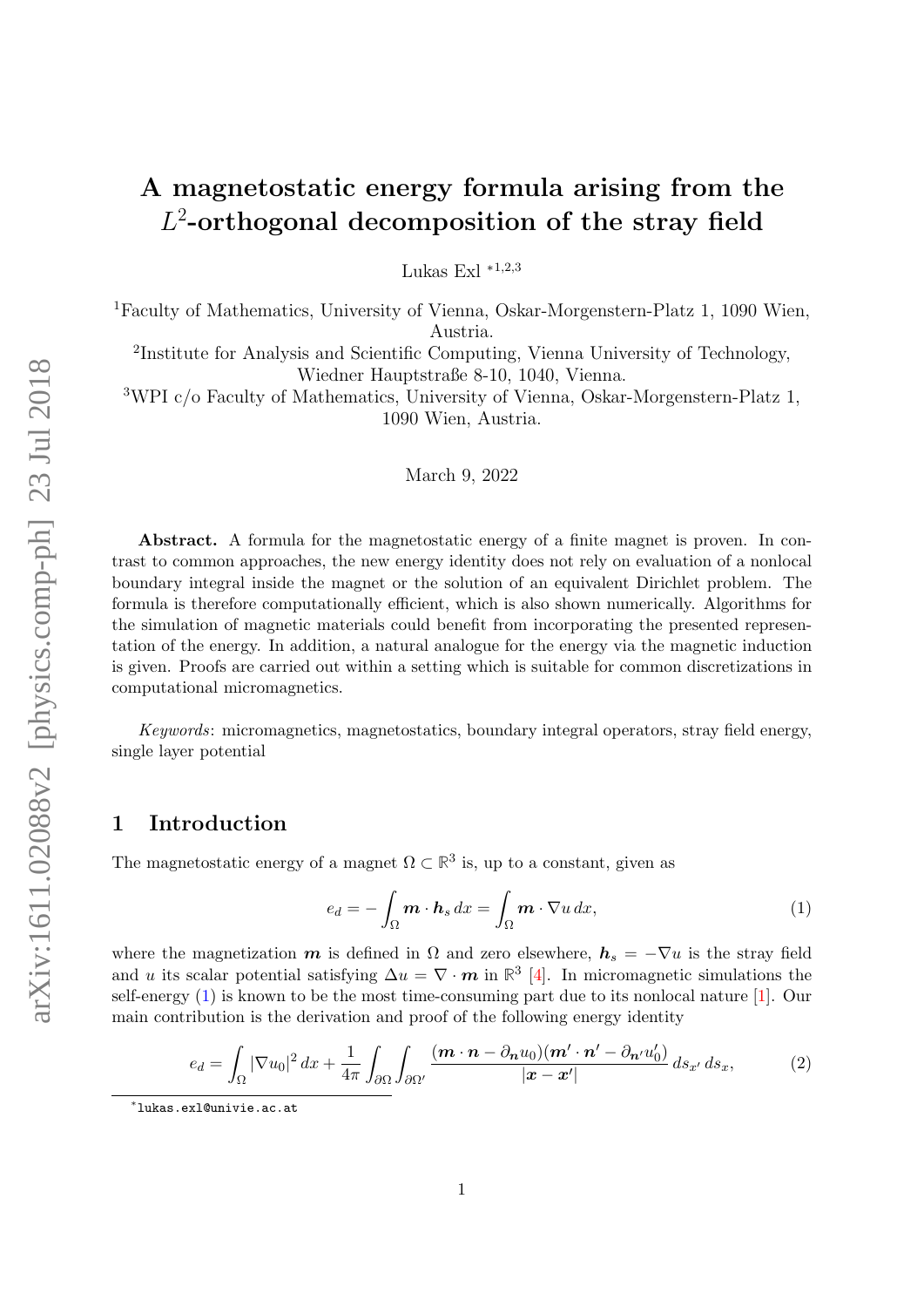// A magnetostatic energy formula arising from the $L^2$-orthogonal decomposition of the stray field

Lukas Exl [*1,2,3]

[1] Faculty of Mathematics, University of Vienna, Oskar-Morgenstern-Platz 1, 1090 Wien, Austria.

[2] Institute for Analysis and Scientific Computing, Vienna University of Technology, Wiedner Hauptstraße 8-10, 1040, Vienna.

[3] WPI c/o Faculty of Mathematics, University of Vienna, Oskar-Morgenstern-Platz 1, 1090 Wien, Austria.

March 9, 2022

**Abstract.** A formula for the magnetostatic energy of a finite magnet is proven. In contrast to common approaches, the new energy identity does not rely on evaluation of a nonlocal boundary integral inside the magnet or the solution of an equivalent Dirichlet problem. The formula is therefore computationally efficient, which is also shown numerically. Algorithms for the simulation of magnetic materials could benefit from incorporating the presented representation of the energy. In addition, a natural analogue for the energy via the magnetic induction is given. Proofs are carried out within a setting which is suitable for common discretizations in computational micromagnetics.

*Keywords*: micromagnetics, magnetostatics, boundary integral operators, stray field energy, single layer potential

## 1 Introduction

The magnetostatic energy of a magnet $\Omega \subset \mathbb{R}^3$ is, up to a constant, given as

$$e_d = -\int_\Omega \boldsymbol{m} \cdot \boldsymbol{h}_s \, dx = \int_\Omega \boldsymbol{m} \cdot \nabla u \, dx, \tag{1}$$

where the magnetization $\boldsymbol{m}$ is defined in $\Omega$ and zero elsewhere, $\boldsymbol{h}_s = -\nabla u$ is the stray field and $u$ its scalar potential satisfying $\Delta u = \nabla \cdot \boldsymbol{m}$ in $\mathbb{R}^3$ [4]. In micromagnetic simulations the self-energy (1) is known to be the most time-consuming part due to its nonlocal nature [1]. Our main contribution is the derivation and proof of the following energy identity

$$e_d = \int_\Omega |\nabla u_0|^2 \, dx + \frac{1}{4\pi} \int_{\partial\Omega} \int_{\partial\Omega'} \frac{(\boldsymbol{m} \cdot \boldsymbol{n} - \partial_{\boldsymbol{n}} u_0)(\boldsymbol{m'} \cdot \boldsymbol{n'} - \partial_{\boldsymbol{n'}} u_0')}{|\boldsymbol{x} - \boldsymbol{x'}|} \, ds_{x'} \, ds_x, \tag{2}$$

[*] lukas.exl@univie.ac.at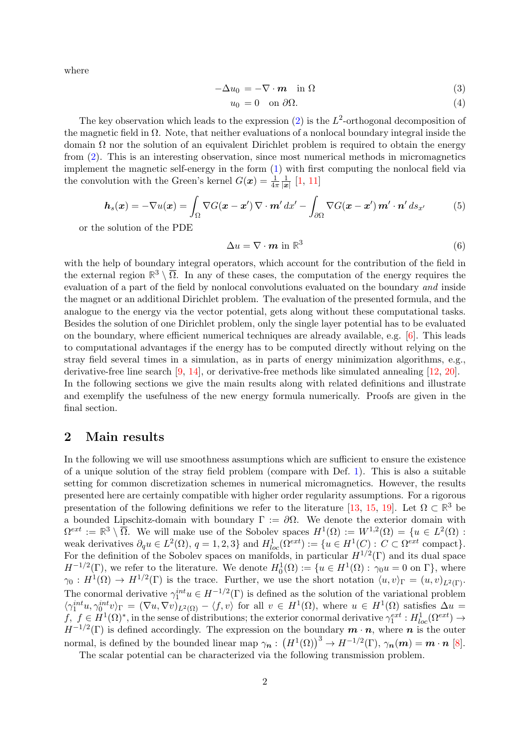where

$$-\Delta u_0 = -\nabla \cdot \boldsymbol{m} \quad \text{in } \Omega \tag{3}$$

$$u_0 = 0 \quad \text{on } \partial\Omega. \tag{4}$$

The key observation which leads to the expression (2) is the $L^2$-orthogonal decomposition of the magnetic field in $\Omega$. Note, that neither evaluations of a nonlocal boundary integral inside the domain $\Omega$ nor the solution of an equivalent Dirichlet problem is required to obtain the energy from (2). This is an interesting observation, since most numerical methods in micromagnetics implement the magnetic self-energy in the form (1) with first computing the nonlocal field via the convolution with the Green's kernel $G(\boldsymbol{x}) = \frac{1}{4\pi}\frac{1}{|\boldsymbol{x}|}$ [1, 11]

$$\boldsymbol{h}_s(\boldsymbol{x}) = -\nabla u(\boldsymbol{x}) = \int_\Omega \nabla G(\boldsymbol{x}-\boldsymbol{x}')\, \nabla \cdot \boldsymbol{m}'\, dx' - \int_{\partial\Omega} \nabla G(\boldsymbol{x}-\boldsymbol{x}')\, \boldsymbol{m}' \cdot \boldsymbol{n}'\, ds_{x'} \tag{5}$$

or the solution of the PDE

$$\Delta u = \nabla \cdot \boldsymbol{m} \text{ in } \mathbb{R}^3 \tag{6}$$

with the help of boundary integral operators, which account for the contribution of the field in the external region $\mathbb{R}^3 \setminus \overline{\Omega}$. In any of these cases, the computation of the energy requires the evaluation of a part of the field by nonlocal convolutions evaluated on the boundary *and* inside the magnet or an additional Dirichlet problem. The evaluation of the presented formula, and the analogue to the energy via the vector potential, gets along without these computational tasks. Besides the solution of one Dirichlet problem, only the single layer potential has to be evaluated on the boundary, where efficient numerical techniques are already available, e.g. [6]. This leads to computational advantages if the energy has to be computed directly without relying on the stray field several times in a simulation, as in parts of energy minimization algorithms, e.g., derivative-free line search [9, 14], or derivative-free methods like simulated annealing [12, 20]. In the following sections we give the main results along with related definitions and illustrate and exemplify the usefulness of the new energy formula numerically. Proofs are given in the final section.

## 2 Main results

In the following we will use smoothness assumptions which are sufficient to ensure the existence of a unique solution of the stray field problem (compare with Def. 1). This is also a suitable setting for common discretization schemes in numerical micromagnetics. However, the results presented here are certainly compatible with higher order regularity assumptions. For a rigorous presentation of the following definitions we refer to the literature [13, 15, 19]. Let $\Omega \subset \mathbb{R}^3$ be a bounded Lipschitz-domain with boundary $\Gamma := \partial\Omega$. We denote the exterior domain with $\Omega^{ext} := \mathbb{R}^3 \setminus \overline{\Omega}$. We will make use of the Sobolev spaces $H^1(\Omega) := W^{1,2}(\Omega) = \{u \in L^2(\Omega) :$ weak derivatives $\partial_q u \in L^2(\Omega),\ q = 1,2,3\}$ and $H^1_{loc}(\Omega^{ext}) := \{u \in H^1(C) : C \subset \Omega^{ext} \text{ compact}\}$. For the definition of the Sobolev spaces on manifolds, in particular $H^{1/2}(\Gamma)$ and its dual space $H^{-1/2}(\Gamma)$, we refer to the literature. We denote $H^1_0(\Omega) := \{u \in H^1(\Omega) : \gamma_0 u = 0 \text{ on } \Gamma\}$, where $\gamma_0 : H^1(\Omega) \to H^{1/2}(\Gamma)$ is the trace. Further, we use the short notation $\langle u, v\rangle_\Gamma = (u,v)_{L^2(\Gamma)}$. The conormal derivative $\gamma_1^{int} u \in H^{-1/2}(\Gamma)$ is defined as the solution of the variational problem $\langle \gamma_1^{int} u, \gamma_0^{int} v\rangle_\Gamma = (\nabla u, \nabla v)_{L^2(\Omega)} - \langle f, v\rangle$ for all $v \in H^1(\Omega)$, where $u \in H^1(\Omega)$ satisfies $\Delta u = f,\ f \in H^1(\Omega)^*$, in the sense of distributions; the exterior conormal derivative $\gamma_1^{ext} : H^1_{loc}(\Omega^{ext}) \to H^{-1/2}(\Gamma)$ is defined accordingly. The expression on the boundary $\boldsymbol{m} \cdot \boldsymbol{n}$, where $\boldsymbol{n}$ is the outer normal, is defined by the bounded linear map $\gamma_{\boldsymbol{n}} : \left(H^1(\Omega)\right)^3 \to H^{-1/2}(\Gamma)$, $\gamma_{\boldsymbol{n}}(\boldsymbol{m}) = \boldsymbol{m} \cdot \boldsymbol{n}$ [8].

The scalar potential can be characterized via the following transmission problem.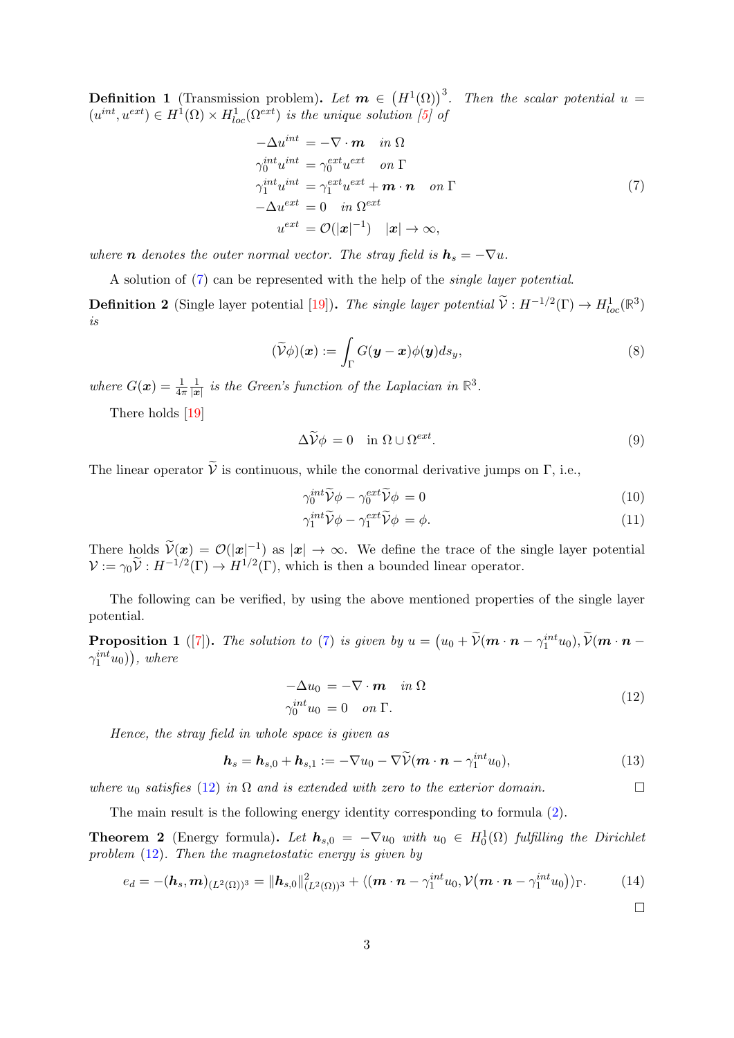**Definition 1** (Transmission problem)**.** *Let $\boldsymbol{m} \in \left(H^1(\Omega)\right)^3$. Then the scalar potential $u = (u^{int}, u^{ext}) \in H^1(\Omega) \times H^1_{loc}(\Omega^{ext})$ is the unique solution [5] of*

$$
\begin{aligned}
-\Delta u^{int} &= -\nabla \cdot \boldsymbol{m} \quad \text{in } \Omega \\
\gamma_0^{int} u^{int} &= \gamma_0^{ext} u^{ext} \quad \text{on } \Gamma \\
\gamma_1^{int} u^{int} &= \gamma_1^{ext} u^{ext} + \boldsymbol{m} \cdot \boldsymbol{n} \quad \text{on } \Gamma \\
-\Delta u^{ext} &= 0 \quad \text{in } \Omega^{ext} \\
u^{ext} &= \mathcal{O}(|\boldsymbol{x}|^{-1}) \quad |\boldsymbol{x}| \to \infty,
\end{aligned}
\tag{7}
$$

*where $\boldsymbol{n}$ denotes the outer normal vector. The stray field is $\boldsymbol{h}_s = -\nabla u$.*

A solution of (7) can be represented with the help of the *single layer potential*.

**Definition 2** (Single layer potential [19])**.** *The single layer potential $\widetilde{\mathcal{V}} : H^{-1/2}(\Gamma) \to H^1_{loc}(\mathbb{R}^3)$ is*

$$
(\widetilde{\mathcal{V}}\phi)(\boldsymbol{x}) := \int_\Gamma G(\boldsymbol{y} - \boldsymbol{x})\phi(\boldsymbol{y}) ds_y, \tag{8}
$$

*where $G(\boldsymbol{x}) = \frac{1}{4\pi}\frac{1}{|\boldsymbol{x}|}$ is the Green's function of the Laplacian in $\mathbb{R}^3$.*

There holds [19]

$$
\Delta \widetilde{\mathcal{V}}\phi = 0 \quad \text{in } \Omega \cup \Omega^{ext}. \tag{9}
$$

The linear operator $\widetilde{\mathcal{V}}$ is continuous, while the conormal derivative jumps on $\Gamma$, i.e.,

$$
\gamma_0^{int}\widetilde{\mathcal{V}}\phi - \gamma_0^{ext}\widetilde{\mathcal{V}}\phi = 0 \tag{10}
$$

$$
\gamma_1^{int}\widetilde{\mathcal{V}}\phi - \gamma_1^{ext}\widetilde{\mathcal{V}}\phi = \phi. \tag{11}
$$

There holds $\widetilde{\mathcal{V}}(\boldsymbol{x}) = \mathcal{O}(|\boldsymbol{x}|^{-1})$ as $|\boldsymbol{x}| \to \infty$. We define the trace of the single layer potential $\mathcal{V} := \gamma_0 \widetilde{\mathcal{V}} : H^{-1/2}(\Gamma) \to H^{1/2}(\Gamma)$, which is then a bounded linear operator.

The following can be verified, by using the above mentioned properties of the single layer potential.

**Proposition 1** ([7])**.** *The solution to (7) is given by $u = \left(u_0 + \widetilde{\mathcal{V}}(\boldsymbol{m}\cdot\boldsymbol{n} - \gamma_1^{int}u_0), \widetilde{\mathcal{V}}(\boldsymbol{m}\cdot\boldsymbol{n} - \gamma_1^{int}u_0)\right)$, where*

$$
\begin{aligned}
-\Delta u_0 &= -\nabla \cdot \boldsymbol{m} \quad \text{in } \Omega \\
\gamma_0^{int} u_0 &= 0 \quad \text{on } \Gamma.
\end{aligned}
\tag{12}
$$

*Hence, the stray field in whole space is given as*

$$
\boldsymbol{h}_s = \boldsymbol{h}_{s,0} + \boldsymbol{h}_{s,1} := -\nabla u_0 - \nabla \widetilde{\mathcal{V}}(\boldsymbol{m}\cdot\boldsymbol{n} - \gamma_1^{int}u_0), \tag{13}
$$

*where $u_0$ satisfies (12) in $\Omega$ and is extended with zero to the exterior domain.* □

The main result is the following energy identity corresponding to formula (2).

**Theorem 2** (Energy formula)**.** *Let $\boldsymbol{h}_{s,0} = -\nabla u_0$ with $u_0 \in H_0^1(\Omega)$ fulfilling the Dirichlet problem (12). Then the magnetostatic energy is given by*

$$
e_d = -(\boldsymbol{h}_s, \boldsymbol{m})_{(L^2(\Omega))^3} = \|\boldsymbol{h}_{s,0}\|^2_{(L^2(\Omega))^3} + \langle(\boldsymbol{m}\cdot\boldsymbol{n} - \gamma_1^{int}u_0, \mathcal{V}\big(\boldsymbol{m}\cdot\boldsymbol{n} - \gamma_1^{int}u_0\big)\rangle_\Gamma. \tag{14}
$$

□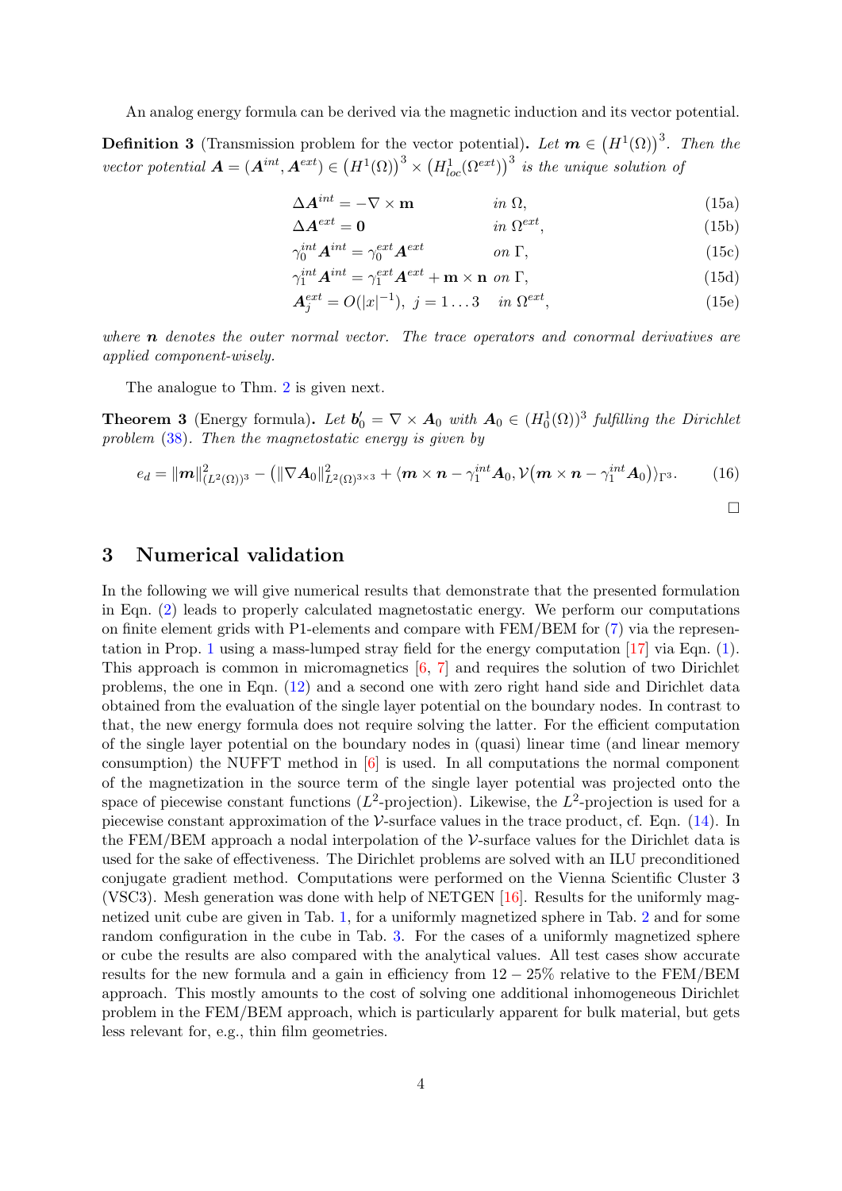An analog energy formula can be derived via the magnetic induction and its vector potential.

**Definition 3** (Transmission problem for the vector potential)**.** *Let $\boldsymbol{m} \in \left(H^1(\Omega)\right)^3$. Then the vector potential $\boldsymbol{A} = (\boldsymbol{A}^{int}, \boldsymbol{A}^{ext}) \in \left(H^1(\Omega)\right)^3 \times \left(H^1_{loc}(\Omega^{ext})\right)^3$ is the unique solution of*

$$
\begin{aligned}
\Delta \boldsymbol{A}^{int} &= -\nabla \times \mathbf{m} && \text{in } \Omega, && \text{(15a)}\\
\Delta \boldsymbol{A}^{ext} &= \mathbf{0} && \text{in } \Omega^{ext}, && \text{(15b)}\\
\gamma_0^{int} \boldsymbol{A}^{int} &= \gamma_0^{ext} \boldsymbol{A}^{ext} && \text{on } \Gamma, && \text{(15c)}\\
\gamma_1^{int} \boldsymbol{A}^{int} &= \gamma_1^{ext} \boldsymbol{A}^{ext} + \mathbf{m} \times \mathbf{n} && \text{on } \Gamma, && \text{(15d)}\\
\boldsymbol{A}_j^{ext} &= O(|x|^{-1}),\ j = 1 \dots 3 && \text{in } \Omega^{ext}, && \text{(15e)}
\end{aligned}
$$

*where $\boldsymbol{n}$ denotes the outer normal vector. The trace operators and conormal derivatives are applied component-wisely.*

The analogue to Thm. 2 is given next.

**Theorem 3** (Energy formula)**.** *Let $\boldsymbol{b}_0' = \nabla \times \boldsymbol{A}_0$ with $\boldsymbol{A}_0 \in (H_0^1(\Omega))^3$ fulfilling the Dirichlet problem (38). Then the magnetostatic energy is given by*

$$
e_d = \|\boldsymbol{m}\|^2_{(L^2(\Omega))^3} - \left(\|\nabla \boldsymbol{A}_0\|^2_{L^2(\Omega)^{3\times 3}} + \langle \boldsymbol{m} \times \boldsymbol{n} - \gamma_1^{int} \boldsymbol{A}_0, \mathcal{V}\big(\boldsymbol{m} \times \boldsymbol{n} - \gamma_1^{int} \boldsymbol{A}_0\big)\rangle_{\Gamma^3}\right). \qquad (16)
$$

□

## 3 Numerical validation

In the following we will give numerical results that demonstrate that the presented formulation in Eqn. (2) leads to properly calculated magnetostatic energy. We perform our computations on finite element grids with P1-elements and compare with FEM/BEM for (7) via the representation in Prop. 1 using a mass-lumped stray field for the energy computation [17] via Eqn. (1). This approach is common in micromagnetics [6, 7] and requires the solution of two Dirichlet problems, the one in Eqn. (12) and a second one with zero right hand side and Dirichlet data obtained from the evaluation of the single layer potential on the boundary nodes. In contrast to that, the new energy formula does not require solving the latter. For the efficient computation of the single layer potential on the boundary nodes in (quasi) linear time (and linear memory consumption) the NUFFT method in [6] is used. In all computations the normal component of the magnetization in the source term of the single layer potential was projected onto the space of piecewise constant functions ($L^2$-projection). Likewise, the $L^2$-projection is used for a piecewise constant approximation of the $\mathcal{V}$-surface values in the trace product, cf. Eqn. (14). In the FEM/BEM approach a nodal interpolation of the $\mathcal{V}$-surface values for the Dirichlet data is used for the sake of effectiveness. The Dirichlet problems are solved with an ILU preconditioned conjugate gradient method. Computations were performed on the Vienna Scientific Cluster 3 (VSC3). Mesh generation was done with help of NETGEN [16]. Results for the uniformly magnetized unit cube are given in Tab. 1, for a uniformly magnetized sphere in Tab. 2 and for some random configuration in the cube in Tab. 3. For the cases of a uniformly magnetized sphere or cube the results are also compared with the analytical values. All test cases show accurate results for the new formula and a gain in efficiency from $12 - 25\%$ relative to the FEM/BEM approach. This mostly amounts to the cost of solving one additional inhomogeneous Dirichlet problem in the FEM/BEM approach, which is particularly apparent for bulk material, but gets less relevant for, e.g., thin film geometries.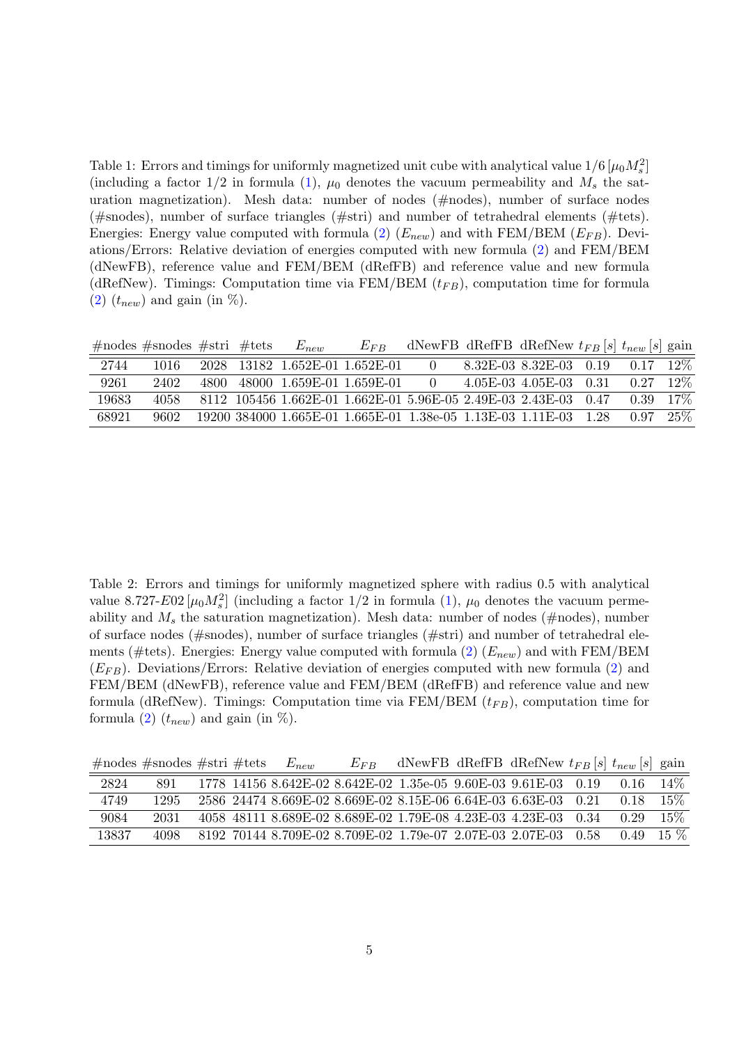Table 1: Errors and timings for uniformly magnetized unit cube with analytical value $1/6\,[\mu_0 M_s^2]$ (including a factor 1/2 in formula (1), $\mu_0$ denotes the vacuum permeability and $M_s$ the saturation magnetization). Mesh data: number of nodes (#nodes), number of surface nodes (#snodes), number of surface triangles (#stri) and number of tetrahedral elements (#tets). Energies: Energy value computed with formula (2) ($E_{new}$) and with FEM/BEM ($E_{FB}$). Deviations/Errors: Relative deviation of energies computed with new formula (2) and FEM/BEM (dNewFB), reference value and FEM/BEM (dRefFB) and reference value and new formula (dRefNew). Timings: Computation time via FEM/BEM ($t_{FB}$), computation time for formula (2) ($t_{new}$) and gain (in %).

| #nodes | #snodes | #stri | #tets | $E_{new}$ | $E_{FB}$ | dNewFB | dRefFB | dRefNew | $t_{FB}\,[s]$ | $t_{new}\,[s]$ | gain |
|---|---|---|---|---|---|---|---|---|---|---|---|
| 2744 | 1016 | 2028 | 13182 | 1.652E-01 | 1.652E-01 | 0 | 8.32E-03 | 8.32E-03 | 0.19 | 0.17 | 12% |
| 9261 | 2402 | 4800 | 48000 | 1.659E-01 | 1.659E-01 | 0 | 4.05E-03 | 4.05E-03 | 0.31 | 0.27 | 12% |
| 19683 | 4058 | 8112 | 105456 | 1.662E-01 | 1.662E-01 | 5.96E-05 | 2.49E-03 | 2.43E-03 | 0.47 | 0.39 | 17% |
| 68921 | 9602 | 19200 | 384000 | 1.665E-01 | 1.665E-01 | 1.38e-05 | 1.13E-03 | 1.11E-03 | 1.28 | 0.97 | 25% |

Table 2: Errors and timings for uniformly magnetized sphere with radius 0.5 with analytical value 8.727-$E$02 $[\mu_0 M_s^2]$ (including a factor 1/2 in formula (1), $\mu_0$ denotes the vacuum permeability and $M_s$ the saturation magnetization). Mesh data: number of nodes (#nodes), number of surface nodes (#snodes), number of surface triangles (#stri) and number of tetrahedral elements (#tets). Energies: Energy value computed with formula (2) ($E_{new}$) and with FEM/BEM ($E_{FB}$). Deviations/Errors: Relative deviation of energies computed with new formula (2) and FEM/BEM (dNewFB), reference value and FEM/BEM (dRefFB) and reference value and new formula (dRefNew). Timings: Computation time via FEM/BEM ($t_{FB}$), computation time for formula (2) ($t_{new}$) and gain (in %).

| #nodes | #snodes | #stri | #tets | $E_{new}$ | $E_{FB}$ | dNewFB | dRefFB | dRefNew | $t_{FB}\,[s]$ | $t_{new}\,[s]$ | gain |
|---|---|---|---|---|---|---|---|---|---|---|---|
| 2824 | 891 | 1778 | 14156 | 8.642E-02 | 8.642E-02 | 1.35e-05 | 9.60E-03 | 9.61E-03 | 0.19 | 0.16 | 14% |
| 4749 | 1295 | 2586 | 24474 | 8.669E-02 | 8.669E-02 | 8.15E-06 | 6.64E-03 | 6.63E-03 | 0.21 | 0.18 | 15% |
| 9084 | 2031 | 4058 | 48111 | 8.689E-02 | 8.689E-02 | 1.79E-08 | 4.23E-03 | 4.23E-03 | 0.34 | 0.29 | 15% |
| 13837 | 4098 | 8192 | 70144 | 8.709E-02 | 8.709E-02 | 1.79e-07 | 2.07E-03 | 2.07E-03 | 0.58 | 0.49 | 15 % |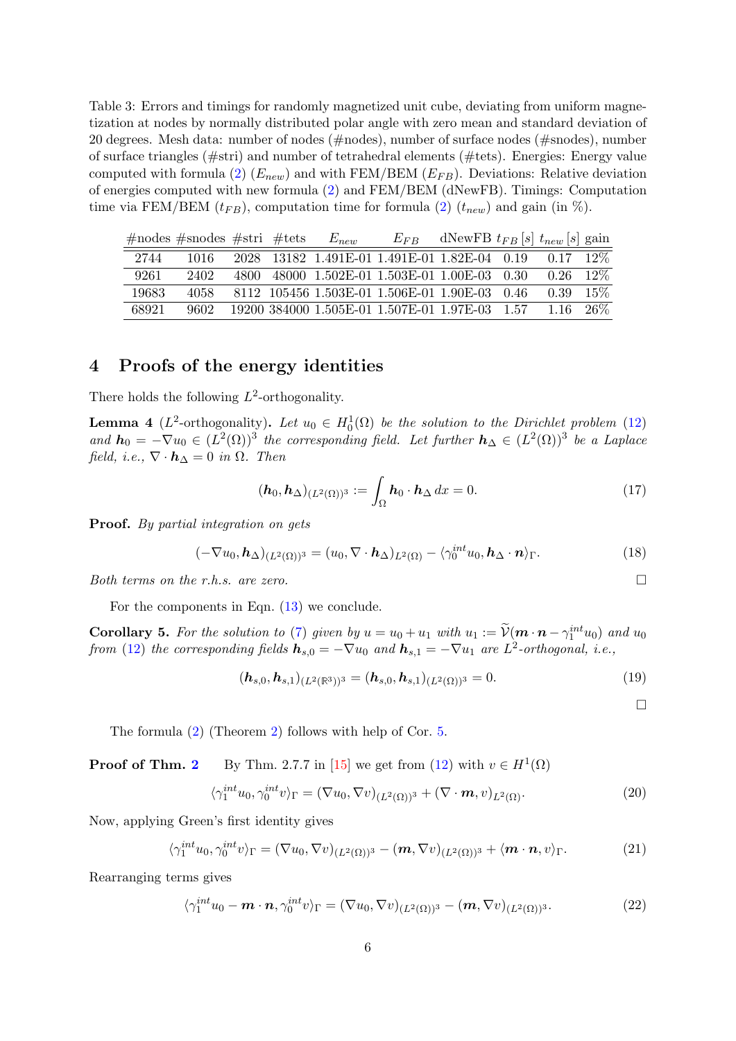Table 3: Errors and timings for randomly magnetized unit cube, deviating from uniform magnetization at nodes by normally distributed polar angle with zero mean and standard deviation of 20 degrees. Mesh data: number of nodes (#nodes), number of surface nodes (#snodes), number of surface triangles (#stri) and number of tetrahedral elements (#tets). Energies: Energy value computed with formula (2) ($E_{new}$) and with FEM/BEM ($E_{FB}$). Deviations: Relative deviation of energies computed with new formula (2) and FEM/BEM (dNewFB). Timings: Computation time via FEM/BEM ($t_{FB}$), computation time for formula (2) ($t_{new}$) and gain (in %).

| #nodes | #snodes | #stri | #tets | $E_{new}$ | $E_{FB}$ | dNewFB | $t_{FB}$ [s] | $t_{new}$ [s] | gain |
|---|---|---|---|---|---|---|---|---|---|
| 2744 | 1016 | 2028 | 13182 | 1.491E-01 | 1.491E-01 | 1.82E-04 | 0.19 | 0.17 | 12% |
| 9261 | 2402 | 4800 | 48000 | 1.502E-01 | 1.503E-01 | 1.00E-03 | 0.30 | 0.26 | 12% |
| 19683 | 4058 | 8112 | 105456 | 1.503E-01 | 1.506E-01 | 1.90E-03 | 0.46 | 0.39 | 15% |
| 68921 | 9602 | 19200 | 384000 | 1.505E-01 | 1.507E-01 | 1.97E-03 | 1.57 | 1.16 | 26% |

## 4 Proofs of the energy identities

There holds the following $L^2$-orthogonality.

**Lemma 4** ($L^2$-orthogonality)**.** *Let $u_0 \in H_0^1(\Omega)$ be the solution to the Dirichlet problem (12) and $\boldsymbol{h}_0 = -\nabla u_0 \in (L^2(\Omega))^3$ the corresponding field. Let further $\boldsymbol{h}_\Delta \in (L^2(\Omega))^3$ be a Laplace field, i.e., $\nabla \cdot \boldsymbol{h}_\Delta = 0$ in $\Omega$. Then*

$$(\boldsymbol{h}_0, \boldsymbol{h}_\Delta)_{(L^2(\Omega))^3} := \int_\Omega \boldsymbol{h}_0 \cdot \boldsymbol{h}_\Delta \, dx = 0. \tag{17}$$

**Proof.** *By partial integration on gets*

$$(-\nabla u_0, \boldsymbol{h}_\Delta)_{(L^2(\Omega))^3} = (u_0, \nabla \cdot \boldsymbol{h}_\Delta)_{L^2(\Omega)} - \langle \gamma_0^{int} u_0, \boldsymbol{h}_\Delta \cdot \boldsymbol{n} \rangle_\Gamma. \tag{18}$$

*Both terms on the r.h.s. are zero.* □

For the components in Eqn. (13) we conclude.

**Corollary 5.** *For the solution to (7) given by $u = u_0 + u_1$ with $u_1 := \widetilde{\mathcal{V}}(\boldsymbol{m} \cdot \boldsymbol{n} - \gamma_1^{int} u_0)$ and $u_0$ from (12) the corresponding fields $\boldsymbol{h}_{s,0} = -\nabla u_0$ and $\boldsymbol{h}_{s,1} = -\nabla u_1$ are $L^2$-orthogonal, i.e.,*

$$(\boldsymbol{h}_{s,0}, \boldsymbol{h}_{s,1})_{(L^2(\mathbb{R}^3))^3} = (\boldsymbol{h}_{s,0}, \boldsymbol{h}_{s,1})_{(L^2(\Omega))^3} = 0. \tag{19}$$

□

The formula (2) (Theorem 2) follows with help of Cor. 5.

**Proof of Thm. 2** By Thm. 2.7.7 in [15] we get from (12) with $v \in H^1(\Omega)$

$$\langle \gamma_1^{int} u_0, \gamma_0^{int} v \rangle_\Gamma = (\nabla u_0, \nabla v)_{(L^2(\Omega))^3} + (\nabla \cdot \boldsymbol{m}, v)_{L^2(\Omega)}. \tag{20}$$

Now, applying Green's first identity gives

$$\langle \gamma_1^{int} u_0, \gamma_0^{int} v \rangle_\Gamma = (\nabla u_0, \nabla v)_{(L^2(\Omega))^3} - (\boldsymbol{m}, \nabla v)_{(L^2(\Omega))^3} + \langle \boldsymbol{m} \cdot \boldsymbol{n}, v \rangle_\Gamma. \tag{21}$$

Rearranging terms gives

$$\langle \gamma_1^{int} u_0 - \boldsymbol{m} \cdot \boldsymbol{n}, \gamma_0^{int} v \rangle_\Gamma = (\nabla u_0, \nabla v)_{(L^2(\Omega))^3} - (\boldsymbol{m}, \nabla v)_{(L^2(\Omega))^3}. \tag{22}$$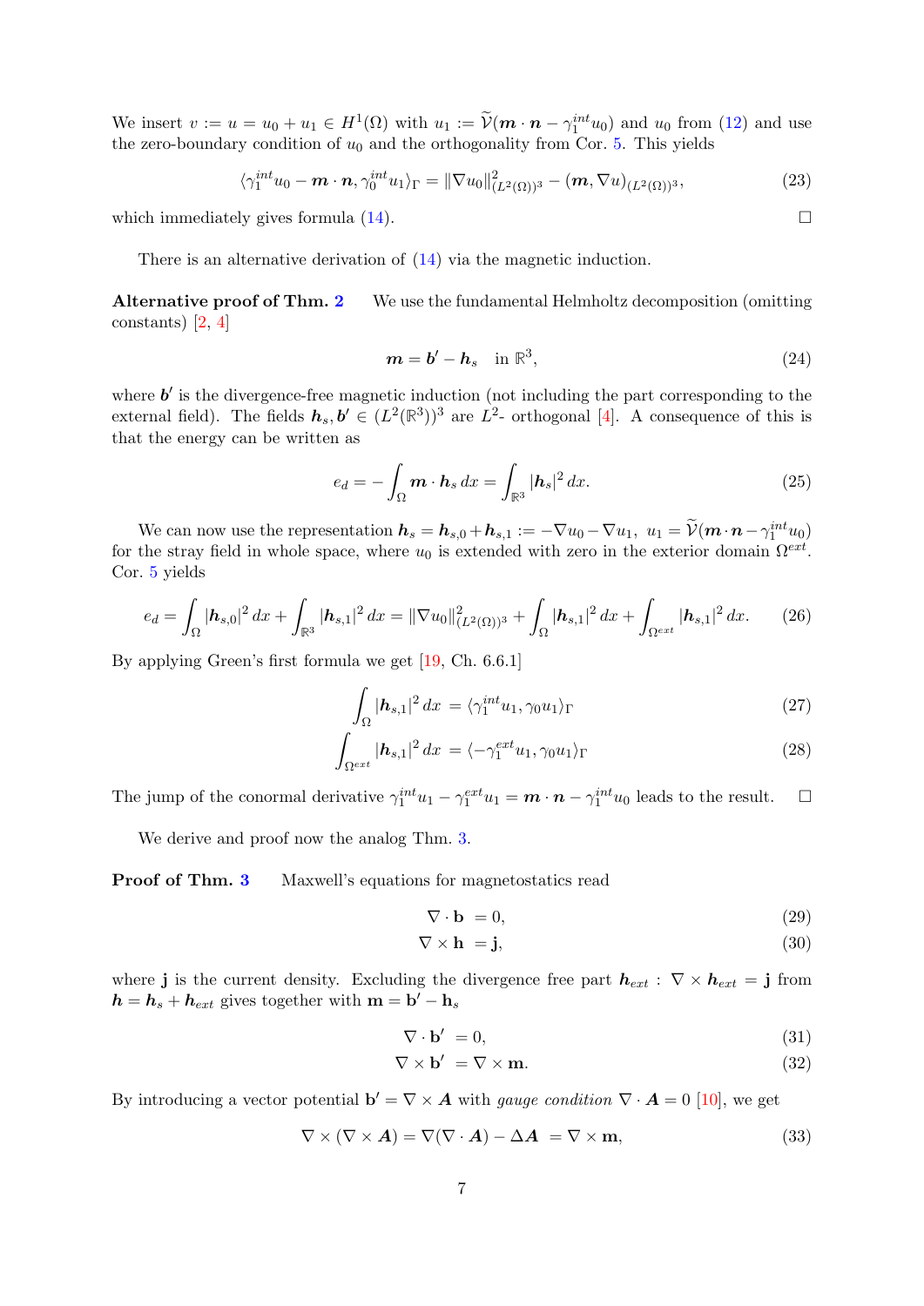We insert $v := u = u_0 + u_1 \in H^1(\Omega)$ with $u_1 := \widetilde{\mathcal{V}}(\boldsymbol{m}\cdot\boldsymbol{n} - \gamma_1^{int} u_0)$ and $u_0$ from (12) and use the zero-boundary condition of $u_0$ and the orthogonality from Cor. 5. This yields

$$\langle \gamma_1^{int} u_0 - \boldsymbol{m}\cdot\boldsymbol{n}, \gamma_0^{int} u_1 \rangle_\Gamma = \|\nabla u_0\|^2_{(L^2(\Omega))^3} - (\boldsymbol{m}, \nabla u)_{(L^2(\Omega))^3}, \tag{23}$$

which immediately gives formula (14). $\square$

There is an alternative derivation of (14) via the magnetic induction.

**Alternative proof of Thm. 2** We use the fundamental Helmholtz decomposition (omitting constants) [2, 4]

$$\boldsymbol{m} = \boldsymbol{b}' - \boldsymbol{h}_s \quad \text{in } \mathbb{R}^3, \tag{24}$$

where $\boldsymbol{b}'$ is the divergence-free magnetic induction (not including the part corresponding to the external field). The fields $\boldsymbol{h}_s, \boldsymbol{b}' \in (L^2(\mathbb{R}^3))^3$ are $L^2$- orthogonal [4]. A consequence of this is that the energy can be written as

$$e_d = -\int_\Omega \boldsymbol{m}\cdot\boldsymbol{h}_s \, dx = \int_{\mathbb{R}^3} |\boldsymbol{h}_s|^2 \, dx. \tag{25}$$

We can now use the representation $\boldsymbol{h}_s = \boldsymbol{h}_{s,0} + \boldsymbol{h}_{s,1} := -\nabla u_0 - \nabla u_1,\ u_1 = \widetilde{\mathcal{V}}(\boldsymbol{m}\cdot\boldsymbol{n} - \gamma_1^{int} u_0)$ for the stray field in whole space, where $u_0$ is extended with zero in the exterior domain $\Omega^{ext}$. Cor. 5 yields

$$e_d = \int_\Omega |\boldsymbol{h}_{s,0}|^2 \, dx + \int_{\mathbb{R}^3} |\boldsymbol{h}_{s,1}|^2 \, dx = \|\nabla u_0\|^2_{(L^2(\Omega))^3} + \int_\Omega |\boldsymbol{h}_{s,1}|^2 \, dx + \int_{\Omega^{ext}} |\boldsymbol{h}_{s,1}|^2 \, dx. \tag{26}$$

By applying Green's first formula we get [19, Ch. 6.6.1]

$$\int_\Omega |\boldsymbol{h}_{s,1}|^2 \, dx = \langle \gamma_1^{int} u_1, \gamma_0 u_1 \rangle_\Gamma \tag{27}$$

$$\int_{\Omega^{ext}} |\boldsymbol{h}_{s,1}|^2 \, dx = \langle -\gamma_1^{ext} u_1, \gamma_0 u_1 \rangle_\Gamma \tag{28}$$

The jump of the conormal derivative $\gamma_1^{int} u_1 - \gamma_1^{ext} u_1 = \boldsymbol{m}\cdot\boldsymbol{n} - \gamma_1^{int} u_0$ leads to the result. $\square$

We derive and proof now the analog Thm. 3.

**Proof of Thm. 3** Maxwell's equations for magnetostatics read

$$\nabla \cdot \mathbf{b} = 0, \tag{29}$$

$$\nabla \times \mathbf{h} = \mathbf{j}, \tag{30}$$

where $\mathbf{j}$ is the current density. Excluding the divergence free part $\boldsymbol{h}_{ext} : \nabla \times \boldsymbol{h}_{ext} = \mathbf{j}$ from $\boldsymbol{h} = \boldsymbol{h}_s + \boldsymbol{h}_{ext}$ gives together with $\mathbf{m} = \mathbf{b}' - \mathbf{h}_s$

$$\nabla \cdot \mathbf{b}' = 0, \tag{31}$$

$$\nabla \times \mathbf{b}' = \nabla \times \mathbf{m}. \tag{32}$$

By introducing a vector potential $\mathbf{b}' = \nabla \times \boldsymbol{A}$ with *gauge condition* $\nabla \cdot \boldsymbol{A} = 0$ [10], we get

$$\nabla \times (\nabla \times \boldsymbol{A}) = \nabla(\nabla \cdot \boldsymbol{A}) - \Delta \boldsymbol{A} = \nabla \times \mathbf{m}, \tag{33}$$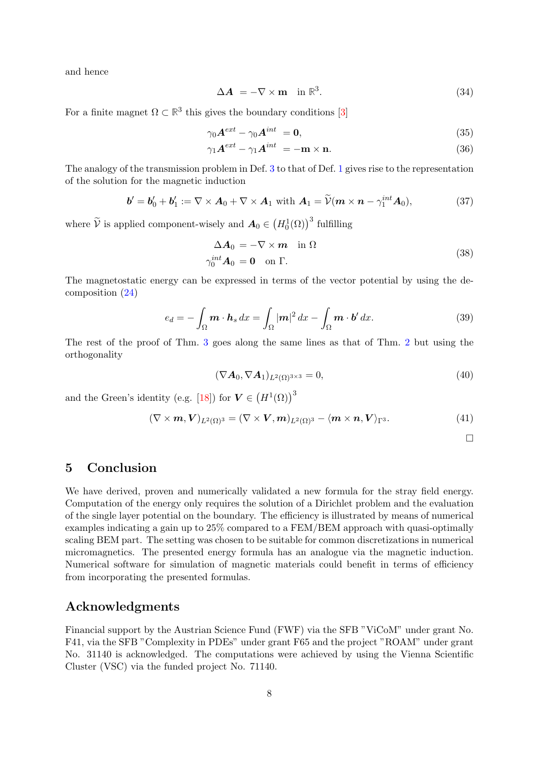and hence

$$\Delta \boldsymbol{A} \; = -\nabla \times \mathbf{m} \quad \text{in } \mathbb{R}^3. \tag{34}$$

For a finite magnet $\Omega \subset \mathbb{R}^3$ this gives the boundary conditions [3]

$$\gamma_0 \boldsymbol{A}^{ext} - \gamma_0 \boldsymbol{A}^{int} \; = \mathbf{0}, \tag{35}$$

$$\gamma_1 \boldsymbol{A}^{ext} - \gamma_1 \boldsymbol{A}^{int} \; = -\mathbf{m} \times \mathbf{n}. \tag{36}$$

The analogy of the transmission problem in Def. 3 to that of Def. 1 gives rise to the representation of the solution for the magnetic induction

$$\boldsymbol{b}' = \boldsymbol{b}'_0 + \boldsymbol{b}'_1 := \nabla \times \boldsymbol{A}_0 + \nabla \times \boldsymbol{A}_1 \text{ with } \boldsymbol{A}_1 = \widetilde{\mathcal{V}}(\boldsymbol{m} \times \boldsymbol{n} - \gamma_1^{int} \boldsymbol{A}_0), \tag{37}$$

where $\widetilde{\mathcal{V}}$ is applied component-wisely and $\boldsymbol{A}_0 \in \left(H_0^1(\Omega)\right)^3$ fulfilling

$$\begin{aligned} \Delta \boldsymbol{A}_0 \; &= -\nabla \times \boldsymbol{m} \quad \text{in } \Omega \\ \gamma_0^{int} \boldsymbol{A}_0 \; &= \mathbf{0} \quad \text{on } \Gamma. \end{aligned} \tag{38}$$

The magnetostatic energy can be expressed in terms of the vector potential by using the decomposition (24)

$$e_d = -\int_\Omega \boldsymbol{m} \cdot \boldsymbol{h}_s \, dx = \int_\Omega |\boldsymbol{m}|^2 \, dx - \int_\Omega \boldsymbol{m} \cdot \boldsymbol{b}' \, dx. \tag{39}$$

The rest of the proof of Thm. 3 goes along the same lines as that of Thm. 2 but using the orthogonality

$$(\nabla \boldsymbol{A}_0, \nabla \boldsymbol{A}_1)_{L^2(\Omega)^{3\times 3}} = 0, \tag{40}$$

and the Green's identity (e.g. [18]) for $\boldsymbol{V} \in \left(H^1(\Omega)\right)^3$

$$(\nabla \times \boldsymbol{m}, \boldsymbol{V})_{L^2(\Omega)^3} = (\nabla \times \boldsymbol{V}, \boldsymbol{m})_{L^2(\Omega)^3} - \langle \boldsymbol{m} \times \boldsymbol{n}, \boldsymbol{V} \rangle_{\Gamma^3}. \tag{41}$$

□

## 5 Conclusion

We have derived, proven and numerically validated a new formula for the stray field energy. Computation of the energy only requires the solution of a Dirichlet problem and the evaluation of the single layer potential on the boundary. The efficiency is illustrated by means of numerical examples indicating a gain up to 25% compared to a FEM/BEM approach with quasi-optimally scaling BEM part. The setting was chosen to be suitable for common discretizations in numerical micromagnetics. The presented energy formula has an analogue via the magnetic induction. Numerical software for simulation of magnetic materials could benefit in terms of efficiency from incorporating the presented formulas.

## Acknowledgments

Financial support by the Austrian Science Fund (FWF) via the SFB "ViCoM" under grant No. F41, via the SFB "Complexity in PDEs" under grant F65 and the project "ROAM" under grant No. 31140 is acknowledged. The computations were achieved by using the Vienna Scientific Cluster (VSC) via the funded project No. 71140.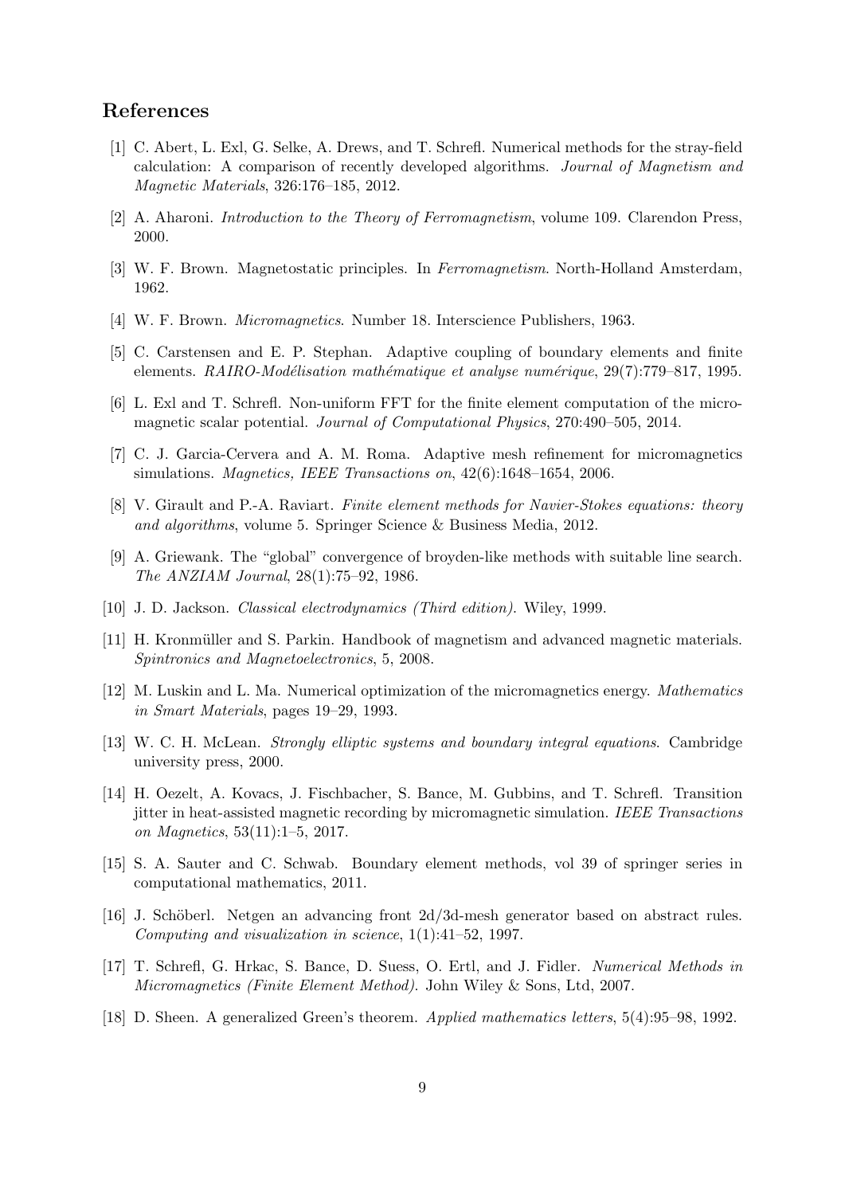## References

[1] C. Abert, L. Exl, G. Selke, A. Drews, and T. Schrefl. Numerical methods for the stray-field calculation: A comparison of recently developed algorithms. *Journal of Magnetism and Magnetic Materials*, 326:176–185, 2012.

[2] A. Aharoni. *Introduction to the Theory of Ferromagnetism*, volume 109. Clarendon Press, 2000.

[3] W. F. Brown. Magnetostatic principles. In *Ferromagnetism*. North-Holland Amsterdam, 1962.

[4] W. F. Brown. *Micromagnetics*. Number 18. Interscience Publishers, 1963.

[5] C. Carstensen and E. P. Stephan. Adaptive coupling of boundary elements and finite elements. *RAIRO-Modélisation mathématique et analyse numérique*, 29(7):779–817, 1995.

[6] L. Exl and T. Schrefl. Non-uniform FFT for the finite element computation of the micromagnetic scalar potential. *Journal of Computational Physics*, 270:490–505, 2014.

[7] C. J. Garcia-Cervera and A. M. Roma. Adaptive mesh refinement for micromagnetics simulations. *Magnetics, IEEE Transactions on*, 42(6):1648–1654, 2006.

[8] V. Girault and P.-A. Raviart. *Finite element methods for Navier-Stokes equations: theory and algorithms*, volume 5. Springer Science & Business Media, 2012.

[9] A. Griewank. The "global" convergence of broyden-like methods with suitable line search. *The ANZIAM Journal*, 28(1):75–92, 1986.

[10] J. D. Jackson. *Classical electrodynamics (Third edition)*. Wiley, 1999.

[11] H. Kronmüller and S. Parkin. Handbook of magnetism and advanced magnetic materials. *Spintronics and Magnetoelectronics*, 5, 2008.

[12] M. Luskin and L. Ma. Numerical optimization of the micromagnetics energy. *Mathematics in Smart Materials*, pages 19–29, 1993.

[13] W. C. H. McLean. *Strongly elliptic systems and boundary integral equations*. Cambridge university press, 2000.

[14] H. Oezelt, A. Kovacs, J. Fischbacher, S. Bance, M. Gubbins, and T. Schrefl. Transition jitter in heat-assisted magnetic recording by micromagnetic simulation. *IEEE Transactions on Magnetics*, 53(11):1–5, 2017.

[15] S. A. Sauter and C. Schwab. Boundary element methods, vol 39 of springer series in computational mathematics, 2011.

[16] J. Schöberl. Netgen an advancing front 2d/3d-mesh generator based on abstract rules. *Computing and visualization in science*, 1(1):41–52, 1997.

[17] T. Schrefl, G. Hrkac, S. Bance, D. Suess, O. Ertl, and J. Fidler. *Numerical Methods in Micromagnetics (Finite Element Method)*. John Wiley & Sons, Ltd, 2007.

[18] D. Sheen. A generalized Green's theorem. *Applied mathematics letters*, 5(4):95–98, 1992.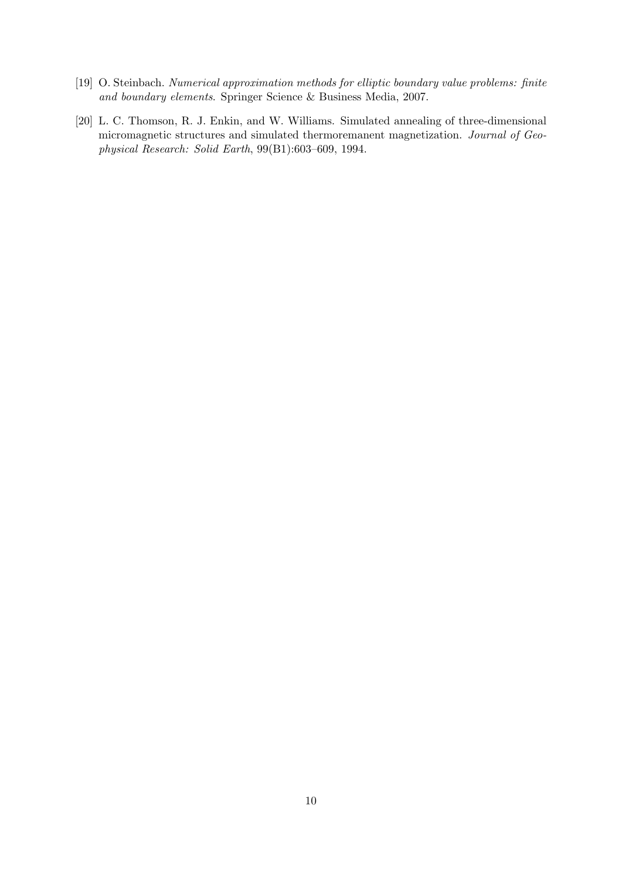[19] O. Steinbach. *Numerical approximation methods for elliptic boundary value problems: finite and boundary elements*. Springer Science & Business Media, 2007.

[20] L. C. Thomson, R. J. Enkin, and W. Williams. Simulated annealing of three-dimensional micromagnetic structures and simulated thermoremanent magnetization. *Journal of Geophysical Research: Solid Earth*, 99(B1):603–609, 1994.